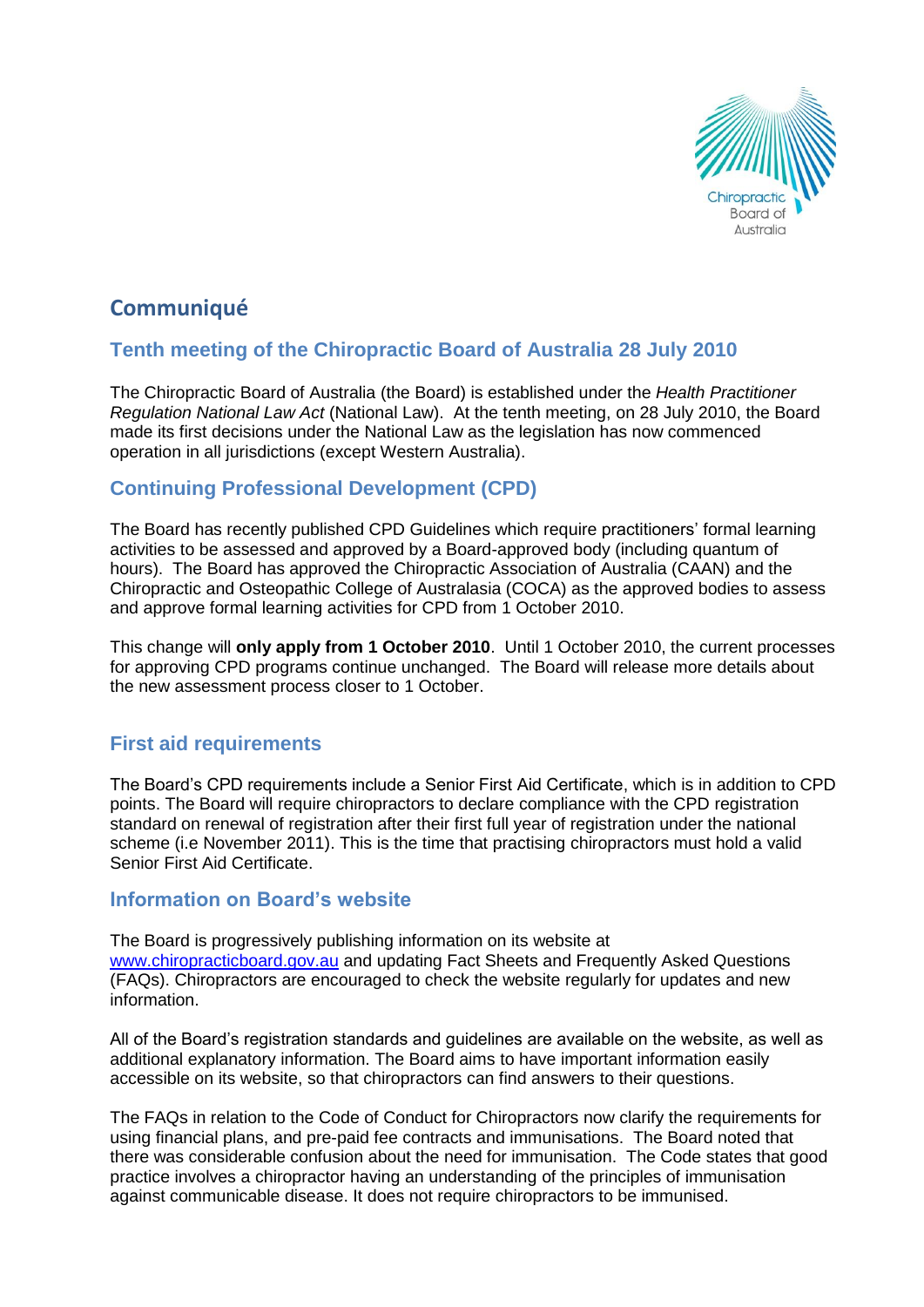# Communiqué

## Tenth meeting of the Chiropractic Board of Australia 28 July 2010

The Chiropractic Board of Australia (the Board) is established under the *Health Practitioner Regulation National Law Act* (National Law). At the tenth meeting, on 28 July 2010, the Board made its first decisions under the National Law as the legislation has now commenced operation in all jurisdictions (except Western Australia).

## Continuing Professional Development (CPD)

The Board has recently published CPD Guidelines which require practitioners' formal learning activities to be assessed and approved by a Board-approved body (including quantum of hours). The Board has approved the Chiropractic Association of Australia (CAAN) and the Chiropractic and Osteopathic College of Australasia (COCA) as the approved bodies to assess and approve formal learning activities for CPD from 1 October 2010.

This change will **only apply from 1 October 2010**. Until 1 October 2010, the current processes for approving CPD programs continue unchanged. The Board will release more details about the new assessment process closer to 1 October.

## First aid requirements

The Board's CPD requirements include a Senior First Aid Certificate, which is in addition to CPD points. The Board will require chiropractors to declare compliance with the CPD registration standard on renewal of registration after their first full year of registration under the national scheme (i.e November 2011). This is the time that practising chiropractors must hold a valid Senior First Aid Certificate.

## Information on Board's website

The Board is progressively publishing information on its website at www.chiropracticboard.gov.au and updating Fact Sheets and Frequently Asked Questions (FAQs). Chiropractors are encouraged to check the website regularly for updates and new information.

All of the Board's registration standards and guidelines are available on the website, as well as additional explanatory information. The Board aims to have important information easily accessible on its website, so that chiropractors can find answers to their questions.

The FAQs in relation to the Code of Conduct for Chiropractors now clarify the requirements for using financial plans, and pre-paid fee contracts and immunisations. The Board noted that there was considerable confusion about the need for immunisation. The Code states that good practice involves a chiropractor having an understanding of the principles of immunisation against communicable disease. It does not require chiropractors to be immunised.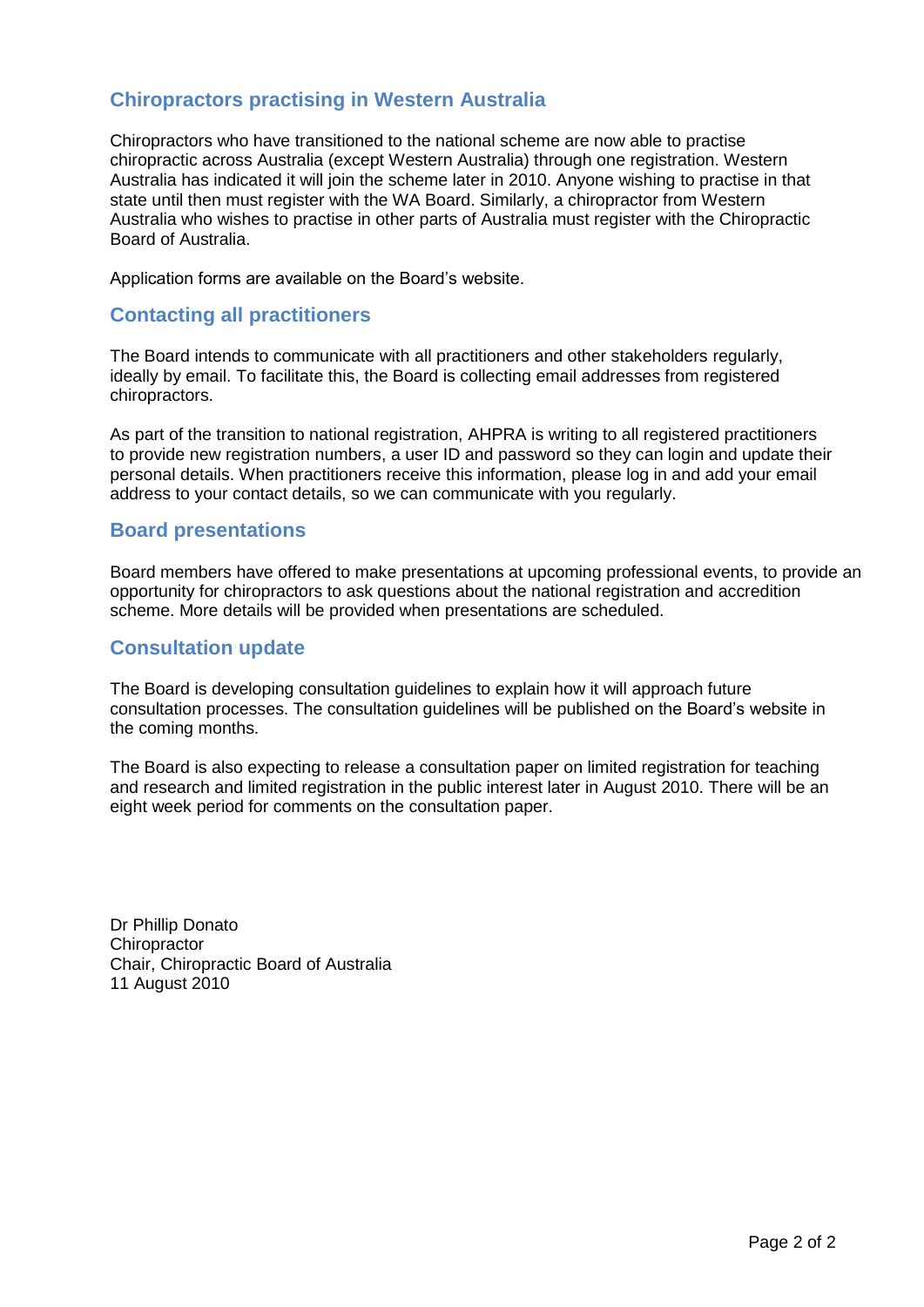## Chiropractors practising in Western Australia

Chiropractors who have transitioned to the national scheme are now able to practise chiropractic across Australia (except Western Australia) through one registration. Western Australia has indicated it will join the scheme later in 2010. Anyone wishing to practise in that state until then must register with the WA Board. Similarly, a chiropractor from Western Australia who wishes to practise in other parts of Australia must register with the Chiropractic Board of Australia.

Application forms are available on the Board's website.

## Contacting all practitioners

The Board intends to communicate with all practitioners and other stakeholders regularly, ideally by email. To facilitate this, the Board is collecting email addresses from registered chiropractors.

As part of the transition to national registration, AHPRA is writing to all registered practitioners to provide new registration numbers, a user ID and password so they can login and update their personal details. When practitioners receive this information, please log in and add your email address to your contact details, so we can communicate with you regularly.

## Board presentations

Board members have offered to make presentations at upcoming professional events, to provide an opportunity for chiropractors to ask questions about the national registration and accreditation scheme. More details will be provided when presentations are scheduled.

## Consultation update

The Board is developing consultation guidelines to explain how it will approach future consultation processes. The consultation guidelines will be published on the Board's website in the coming months.

The Board is also expecting to release a consultation paper on limited registration for teaching and research and limited registration in the public interest later in August 2010. There will be an eight week period for comments on the consultation paper.

Dr Phillip Donato
Chiropractor
Chair, Chiropractic Board of Australia
11 August 2010